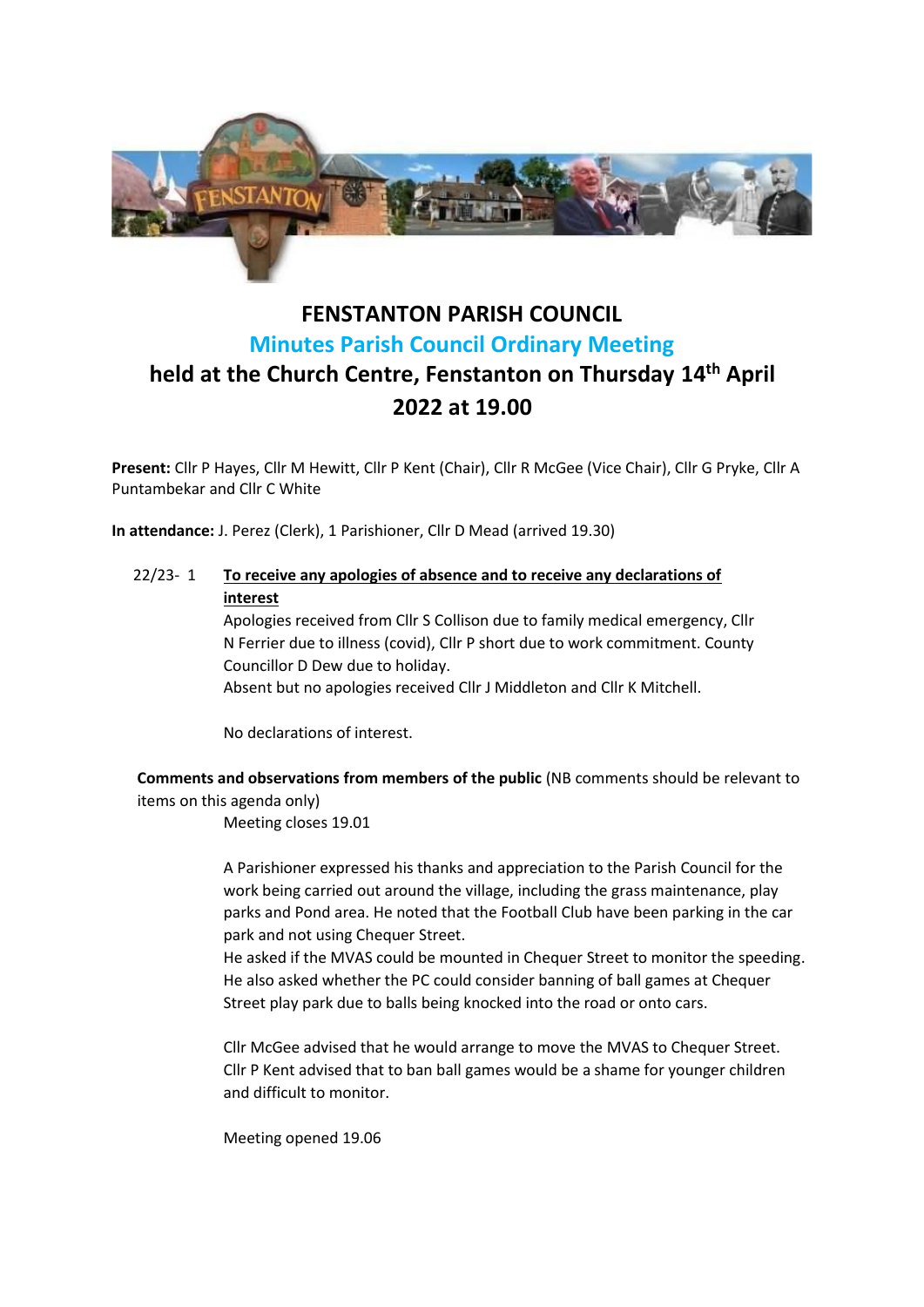# FENSTANTON PARISH COUNCIL

## Minutes Parish Council Ordinary Meeting

## held at the Church Centre, Fenstanton on Thursday 14th April 2022 at 19.00

**Present:** Cllr P Hayes, Cllr M Hewitt, Cllr P Kent (Chair), Cllr R McGee (Vice Chair), Cllr G Pryke, Cllr A Puntambekar and Cllr C White

**In attendance:** J. Perez (Clerk), 1 Parishioner, Cllr D Mead (arrived 19.30)

22/23- 1 **To receive any apologies of absence and to receive any declarations of interest**

Apologies received from Cllr S Collison due to family medical emergency, Cllr N Ferrier due to illness (covid), Cllr P short due to work commitment. County Councillor D Dew due to holiday.

Absent but no apologies received Cllr J Middleton and Cllr K Mitchell.

No declarations of interest.

**Comments and observations from members of the public** (NB comments should be relevant to items on this agenda only)

Meeting closes 19.01

A Parishioner expressed his thanks and appreciation to the Parish Council for the work being carried out around the village, including the grass maintenance, play parks and Pond area. He noted that the Football Club have been parking in the car park and not using Chequer Street.

He asked if the MVAS could be mounted in Chequer Street to monitor the speeding. He also asked whether the PC could consider banning of ball games at Chequer Street play park due to balls being knocked into the road or onto cars.

Cllr McGee advised that he would arrange to move the MVAS to Chequer Street. Cllr P Kent advised that to ban ball games would be a shame for younger children and difficult to monitor.

Meeting opened 19.06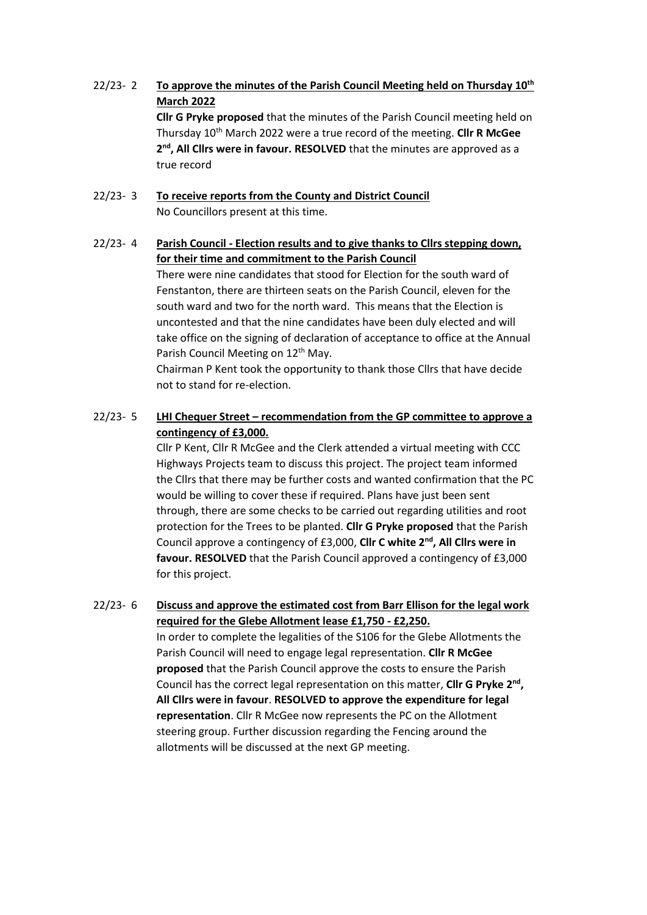22/23- 2 **To approve the minutes of the Parish Council Meeting held on Thursday 10th March 2022**

**Cllr G Pryke proposed** that the minutes of the Parish Council meeting held on Thursday 10th March 2022 were a true record of the meeting. **Cllr R McGee 2nd, All Cllrs were in favour. RESOLVED** that the minutes are approved as a true record

22/23- 3 **To receive reports from the County and District Council**

No Councillors present at this time.

22/23- 4 **Parish Council - Election results and to give thanks to Cllrs stepping down, for their time and commitment to the Parish Council**

There were nine candidates that stood for Election for the south ward of Fenstanton, there are thirteen seats on the Parish Council, eleven for the south ward and two for the north ward. This means that the Election is uncontested and that the nine candidates have been duly elected and will take office on the signing of declaration of acceptance to office at the Annual Parish Council Meeting on 12th May.

Chairman P Kent took the opportunity to thank those Cllrs that have decide not to stand for re-election.

22/23- 5 **LHI Chequer Street – recommendation from the GP committee to approve a contingency of £3,000.**

Cllr P Kent, Cllr R McGee and the Clerk attended a virtual meeting with CCC Highways Projects team to discuss this project. The project team informed the Cllrs that there may be further costs and wanted confirmation that the PC would be willing to cover these if required. Plans have just been sent through, there are some checks to be carried out regarding utilities and root protection for the Trees to be planted. **Cllr G Pryke proposed** that the Parish Council approve a contingency of £3,000, **Cllr C white 2nd, All Cllrs were in favour. RESOLVED** that the Parish Council approved a contingency of £3,000 for this project.

22/23- 6 **Discuss and approve the estimated cost from Barr Ellison for the legal work required for the Glebe Allotment lease £1,750 - £2,250.**

In order to complete the legalities of the S106 for the Glebe Allotments the Parish Council will need to engage legal representation. **Cllr R McGee proposed** that the Parish Council approve the costs to ensure the Parish Council has the correct legal representation on this matter, **Cllr G Pryke 2nd, All Cllrs were in favour**. **RESOLVED to approve the expenditure for legal representation**. Cllr R McGee now represents the PC on the Allotment steering group. Further discussion regarding the Fencing around the allotments will be discussed at the next GP meeting.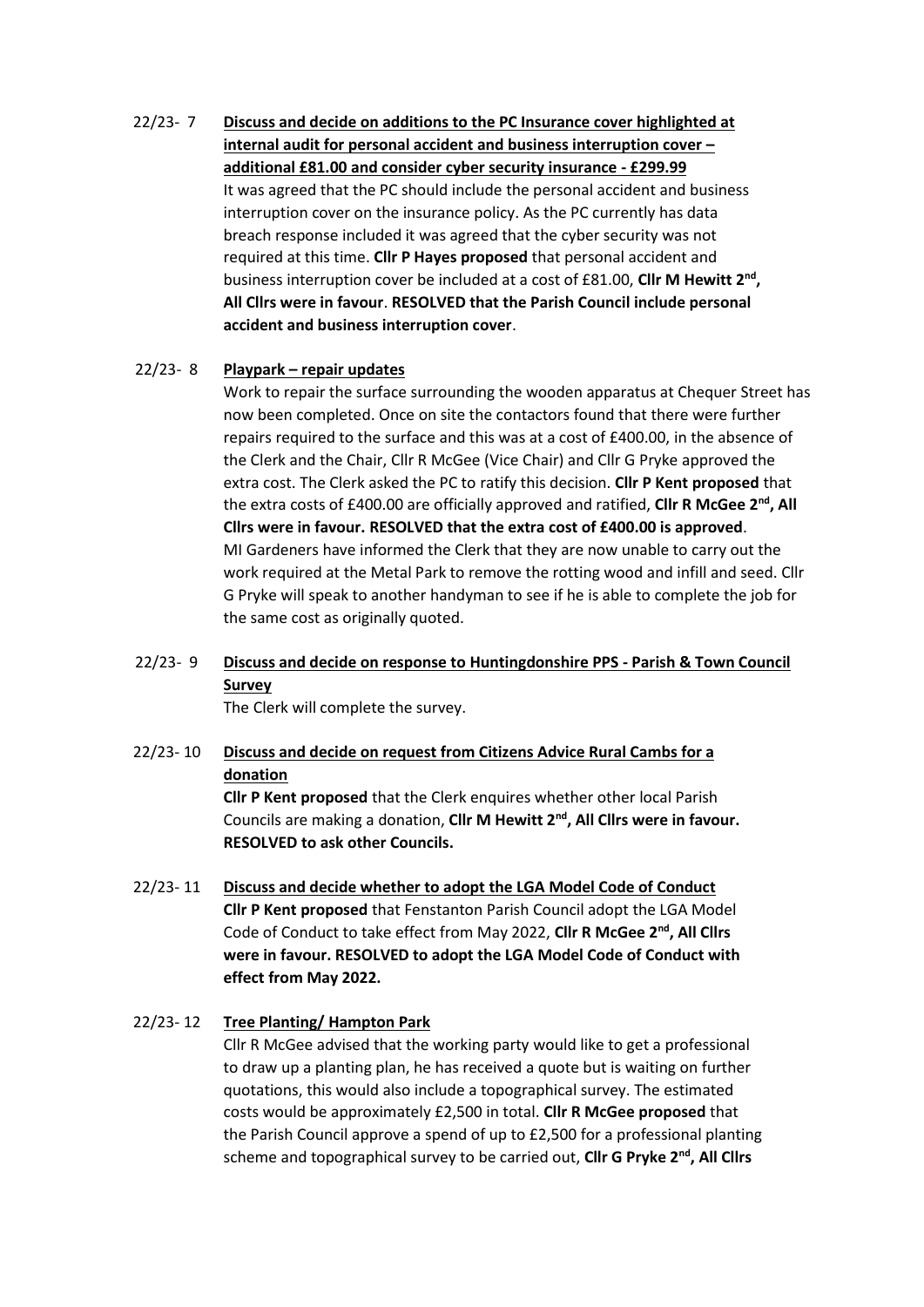22/23- 7 **Discuss and decide on additions to the PC Insurance cover highlighted at internal audit for personal accident and business interruption cover – additional £81.00 and consider cyber security insurance - £299.99**

It was agreed that the PC should include the personal accident and business interruption cover on the insurance policy. As the PC currently has data breach response included it was agreed that the cyber security was not required at this time. **Cllr P Hayes proposed** that personal accident and business interruption cover be included at a cost of £81.00, **Cllr M Hewitt 2nd, All Cllrs were in favour**. **RESOLVED that the Parish Council include personal accident and business interruption cover**.

22/23- 8 **Playpark – repair updates**

Work to repair the surface surrounding the wooden apparatus at Chequer Street has now been completed. Once on site the contactors found that there were further repairs required to the surface and this was at a cost of £400.00, in the absence of the Clerk and the Chair, Cllr R McGee (Vice Chair) and Cllr G Pryke approved the extra cost. The Clerk asked the PC to ratify this decision. **Cllr P Kent proposed** that the extra costs of £400.00 are officially approved and ratified, **Cllr R McGee 2nd, All Cllrs were in favour. RESOLVED that the extra cost of £400.00 is approved**.

MI Gardeners have informed the Clerk that they are now unable to carry out the work required at the Metal Park to remove the rotting wood and infill and seed. Cllr G Pryke will speak to another handyman to see if he is able to complete the job for the same cost as originally quoted.

22/23- 9 **Discuss and decide on response to Huntingdonshire PPS - Parish & Town Council Survey**

The Clerk will complete the survey.

22/23- 10 **Discuss and decide on request from Citizens Advice Rural Cambs for a donation**

**Cllr P Kent proposed** that the Clerk enquires whether other local Parish Councils are making a donation, **Cllr M Hewitt 2nd, All Cllrs were in favour. RESOLVED to ask other Councils.**

22/23- 11 **Discuss and decide whether to adopt the LGA Model Code of Conduct**

**Cllr P Kent proposed** that Fenstanton Parish Council adopt the LGA Model Code of Conduct to take effect from May 2022, **Cllr R McGee 2nd, All Cllrs were in favour. RESOLVED to adopt the LGA Model Code of Conduct with effect from May 2022.**

22/23- 12 **Tree Planting/ Hampton Park**

Cllr R McGee advised that the working party would like to get a professional to draw up a planting plan, he has received a quote but is waiting on further quotations, this would also include a topographical survey. The estimated costs would be approximately £2,500 in total. **Cllr R McGee proposed** that the Parish Council approve a spend of up to £2,500 for a professional planting scheme and topographical survey to be carried out, **Cllr G Pryke 2nd, All Cllrs**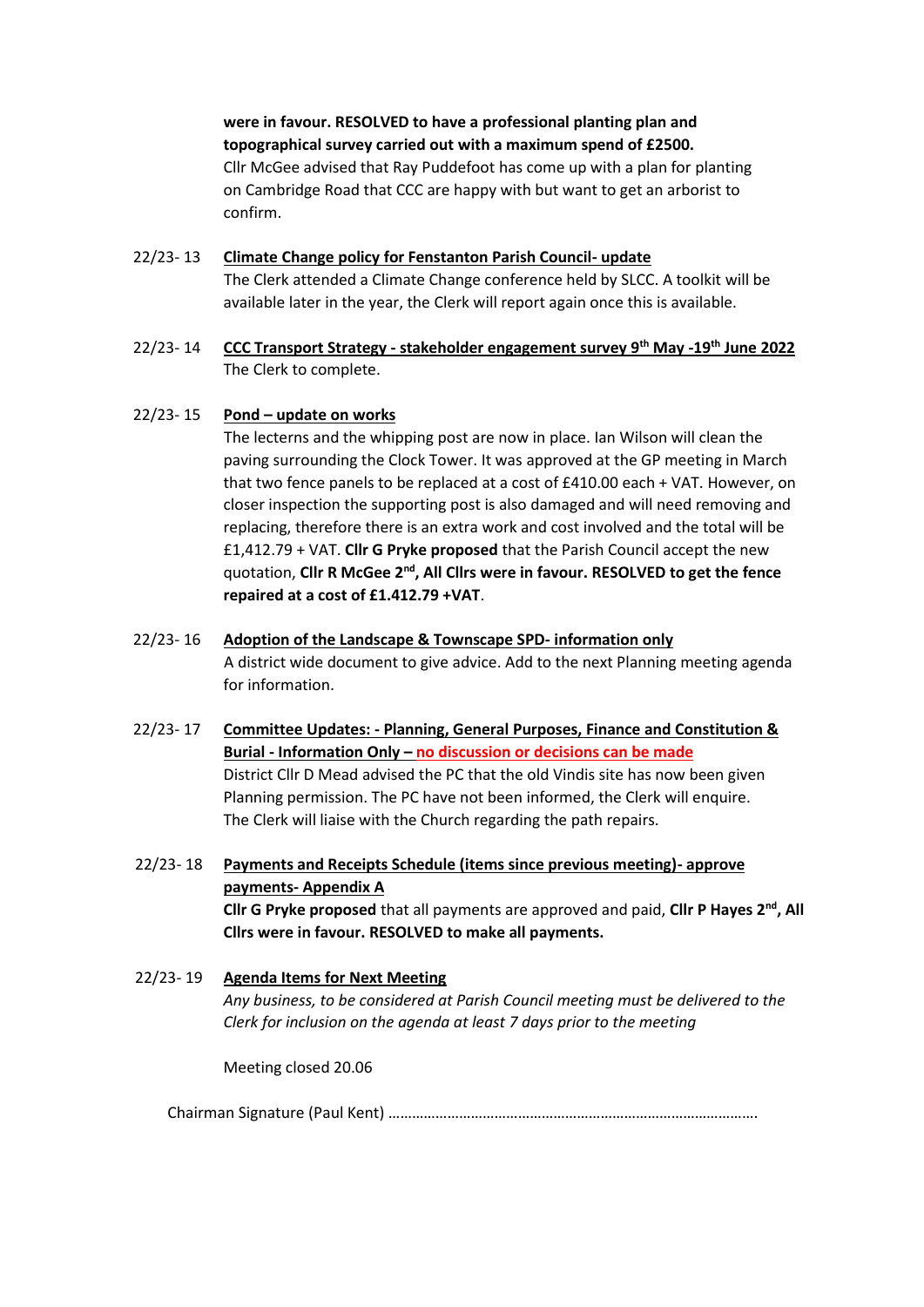were in favour. **RESOLVED to have a professional planting plan and topographical survey carried out with a maximum spend of £2500.**
Cllr McGee advised that Ray Puddefoot has come up with a plan for planting on Cambridge Road that CCC are happy with but want to get an arborist to confirm.

22/23- 13 **Climate Change policy for Fenstanton Parish Council- update**
The Clerk attended a Climate Change conference held by SLCC. A toolkit will be available later in the year, the Clerk will report again once this is available.

22/23- 14 **CCC Transport Strategy - stakeholder engagement survey 9th May -19th June 2022**
The Clerk to complete.

22/23- 15 **Pond – update on works**
The lecterns and the whipping post are now in place. Ian Wilson will clean the paving surrounding the Clock Tower. It was approved at the GP meeting in March that two fence panels to be replaced at a cost of £410.00 each + VAT. However, on closer inspection the supporting post is also damaged and will need removing and replacing, therefore there is an extra work and cost involved and the total will be £1,412.79 + VAT. **Cllr G Pryke proposed** that the Parish Council accept the new quotation, **Cllr R McGee 2nd, All Cllrs were in favour. RESOLVED to get the fence repaired at a cost of £1.412.79 +VAT**.

22/23- 16 **Adoption of the Landscape & Townscape SPD- information only**
A district wide document to give advice. Add to the next Planning meeting agenda for information.

22/23- 17 **Committee Updates: - Planning, General Purposes, Finance and Constitution & Burial - Information Only – no discussion or decisions can be made**
District Cllr D Mead advised the PC that the old Vindis site has now been given Planning permission. The PC have not been informed, the Clerk will enquire. The Clerk will liaise with the Church regarding the path repairs.

22/23- 18 **Payments and Receipts Schedule (items since previous meeting)- approve payments- Appendix A**
**Cllr G Pryke proposed** that all payments are approved and paid, **Cllr P Hayes 2nd, All Cllrs were in favour. RESOLVED to make all payments.**

22/23- 19 **Agenda Items for Next Meeting**
*Any business, to be considered at Parish Council meeting must be delivered to the Clerk for inclusion on the agenda at least 7 days prior to the meeting*

Meeting closed 20.06

Chairman Signature (Paul Kent) ………………………………………………………………………………….